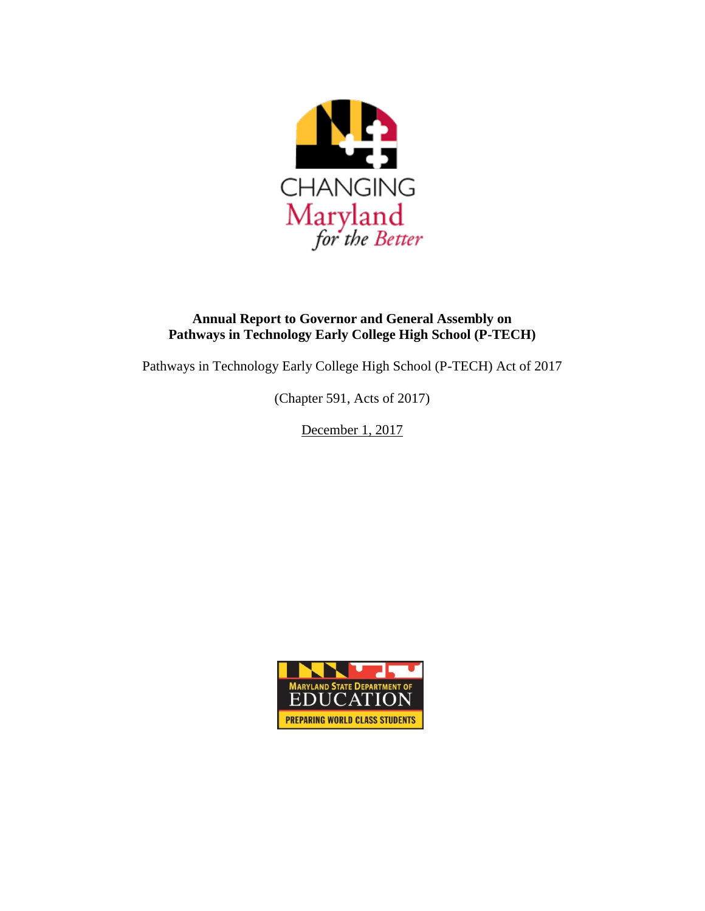**Annual Report to Governor and General Assembly on Pathways in Technology Early College High School (P-TECH)**

Pathways in Technology Early College High School (P-TECH) Act of 2017

(Chapter 591, Acts of 2017)

December 1, 2017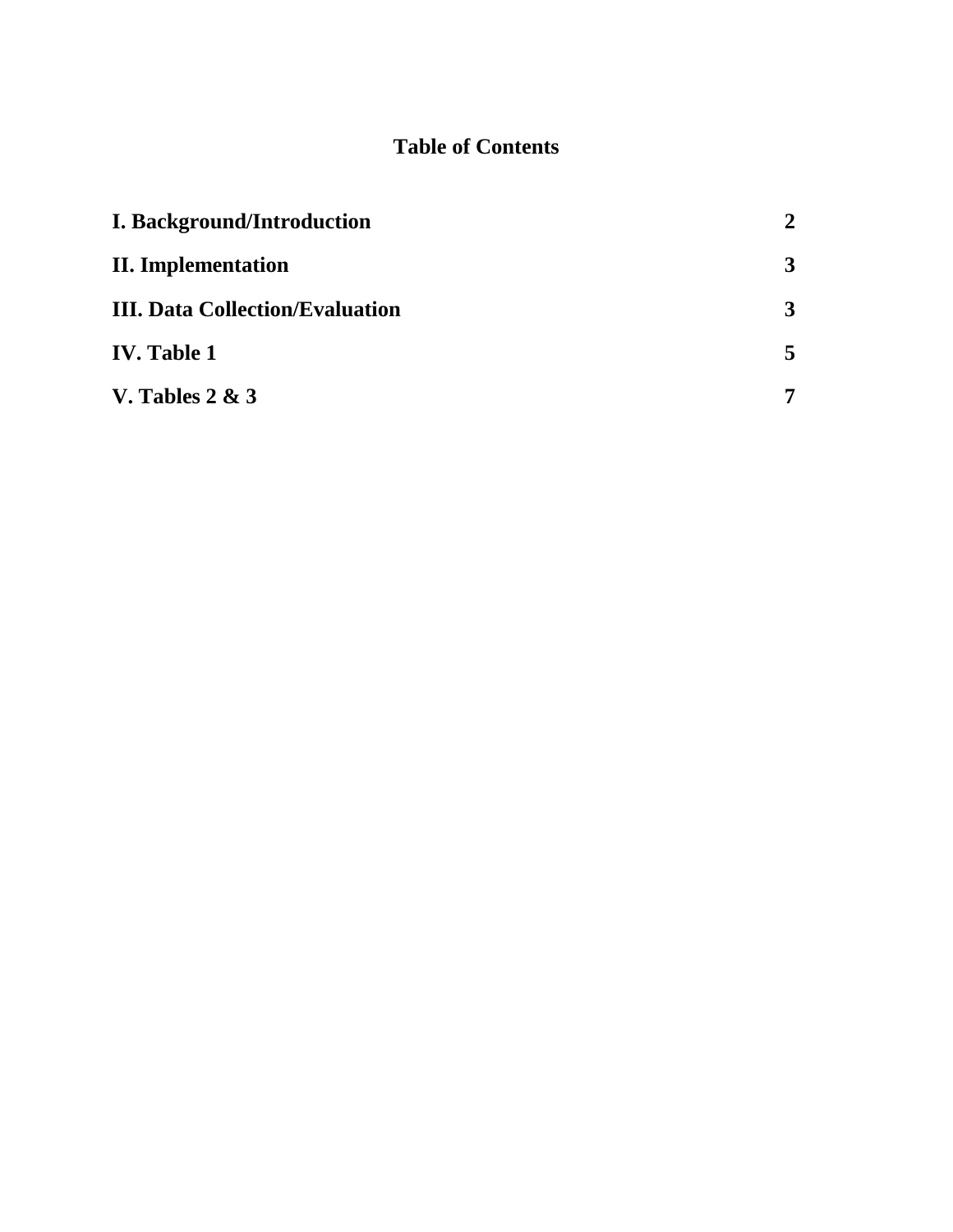**Table of Contents**

| | |
|---|---|
| **I. Background/Introduction** | **2** |
| **II. Implementation** | **3** |
| **III. Data Collection/Evaluation** | **3** |
| **IV. Table 1** | **5** |
| **V. Tables 2 & 3** | **7** |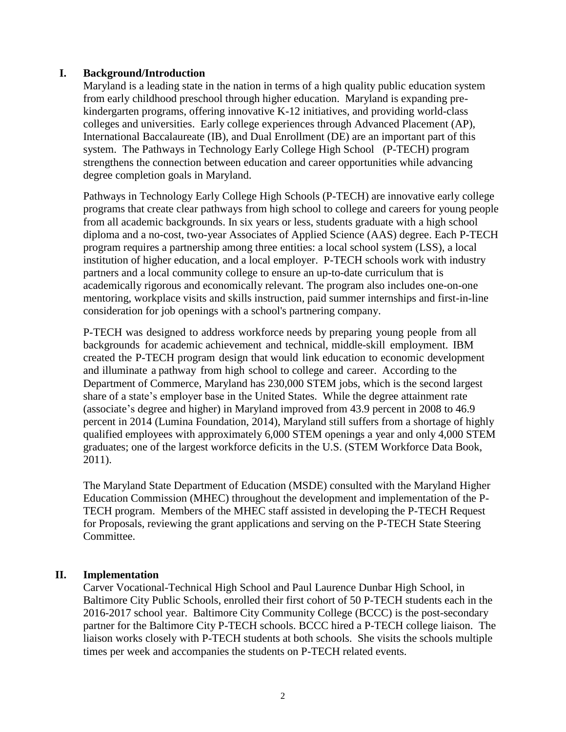## I. Background/Introduction

Maryland is a leading state in the nation in terms of a high quality public education system from early childhood preschool through higher education. Maryland is expanding pre-kindergarten programs, offering innovative K-12 initiatives, and providing world-class colleges and universities. Early college experiences through Advanced Placement (AP), International Baccalaureate (IB), and Dual Enrollment (DE) are an important part of this system. The Pathways in Technology Early College High School (P-TECH) program strengthens the connection between education and career opportunities while advancing degree completion goals in Maryland.

Pathways in Technology Early College High Schools (P-TECH) are innovative early college programs that create clear pathways from high school to college and careers for young people from all academic backgrounds. In six years or less, students graduate with a high school diploma and a no-cost, two-year Associates of Applied Science (AAS) degree. Each P-TECH program requires a partnership among three entities: a local school system (LSS), a local institution of higher education, and a local employer. P-TECH schools work with industry partners and a local community college to ensure an up-to-date curriculum that is academically rigorous and economically relevant. The program also includes one-on-one mentoring, workplace visits and skills instruction, paid summer internships and first-in-line consideration for job openings with a school's partnering company.

P-TECH was designed to address workforce needs by preparing young people from all backgrounds for academic achievement and technical, middle-skill employment. IBM created the P-TECH program design that would link education to economic development and illuminate a pathway from high school to college and career. According to the Department of Commerce, Maryland has 230,000 STEM jobs, which is the second largest share of a state's employer base in the United States. While the degree attainment rate (associate's degree and higher) in Maryland improved from 43.9 percent in 2008 to 46.9 percent in 2014 (Lumina Foundation, 2014), Maryland still suffers from a shortage of highly qualified employees with approximately 6,000 STEM openings a year and only 4,000 STEM graduates; one of the largest workforce deficits in the U.S. (STEM Workforce Data Book, 2011).

The Maryland State Department of Education (MSDE) consulted with the Maryland Higher Education Commission (MHEC) throughout the development and implementation of the P-TECH program. Members of the MHEC staff assisted in developing the P-TECH Request for Proposals, reviewing the grant applications and serving on the P-TECH State Steering Committee.

## II. Implementation

Carver Vocational-Technical High School and Paul Laurence Dunbar High School, in Baltimore City Public Schools, enrolled their first cohort of 50 P-TECH students each in the 2016-2017 school year. Baltimore City Community College (BCCC) is the post-secondary partner for the Baltimore City P-TECH schools. BCCC hired a P-TECH college liaison. The liaison works closely with P-TECH students at both schools. She visits the schools multiple times per week and accompanies the students on P-TECH related events.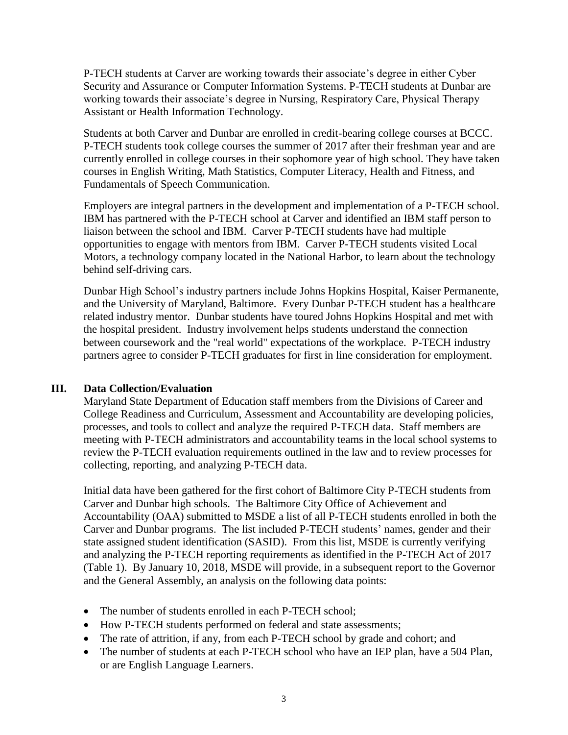P-TECH students at Carver are working towards their associate's degree in either Cyber Security and Assurance or Computer Information Systems. P-TECH students at Dunbar are working towards their associate's degree in Nursing, Respiratory Care, Physical Therapy Assistant or Health Information Technology.

Students at both Carver and Dunbar are enrolled in credit-bearing college courses at BCCC. P-TECH students took college courses the summer of 2017 after their freshman year and are currently enrolled in college courses in their sophomore year of high school. They have taken courses in English Writing, Math Statistics, Computer Literacy, Health and Fitness, and Fundamentals of Speech Communication.

Employers are integral partners in the development and implementation of a P-TECH school. IBM has partnered with the P-TECH school at Carver and identified an IBM staff person to liaison between the school and IBM. Carver P-TECH students have had multiple opportunities to engage with mentors from IBM. Carver P-TECH students visited Local Motors, a technology company located in the National Harbor, to learn about the technology behind self-driving cars.

Dunbar High School's industry partners include Johns Hopkins Hospital, Kaiser Permanente, and the University of Maryland, Baltimore. Every Dunbar P-TECH student has a healthcare related industry mentor. Dunbar students have toured Johns Hopkins Hospital and met with the hospital president. Industry involvement helps students understand the connection between coursework and the "real world" expectations of the workplace. P-TECH industry partners agree to consider P-TECH graduates for first in line consideration for employment.

## III. Data Collection/Evaluation

Maryland State Department of Education staff members from the Divisions of Career and College Readiness and Curriculum, Assessment and Accountability are developing policies, processes, and tools to collect and analyze the required P-TECH data. Staff members are meeting with P-TECH administrators and accountability teams in the local school systems to review the P-TECH evaluation requirements outlined in the law and to review processes for collecting, reporting, and analyzing P-TECH data.

Initial data have been gathered for the first cohort of Baltimore City P-TECH students from Carver and Dunbar high schools. The Baltimore City Office of Achievement and Accountability (OAA) submitted to MSDE a list of all P-TECH students enrolled in both the Carver and Dunbar programs. The list included P-TECH students' names, gender and their state assigned student identification (SASID). From this list, MSDE is currently verifying and analyzing the P-TECH reporting requirements as identified in the P-TECH Act of 2017 (Table 1). By January 10, 2018, MSDE will provide, in a subsequent report to the Governor and the General Assembly, an analysis on the following data points:

- The number of students enrolled in each P-TECH school;
- How P-TECH students performed on federal and state assessments;
- The rate of attrition, if any, from each P-TECH school by grade and cohort; and
- The number of students at each P-TECH school who have an IEP plan, have a 504 Plan, or are English Language Learners.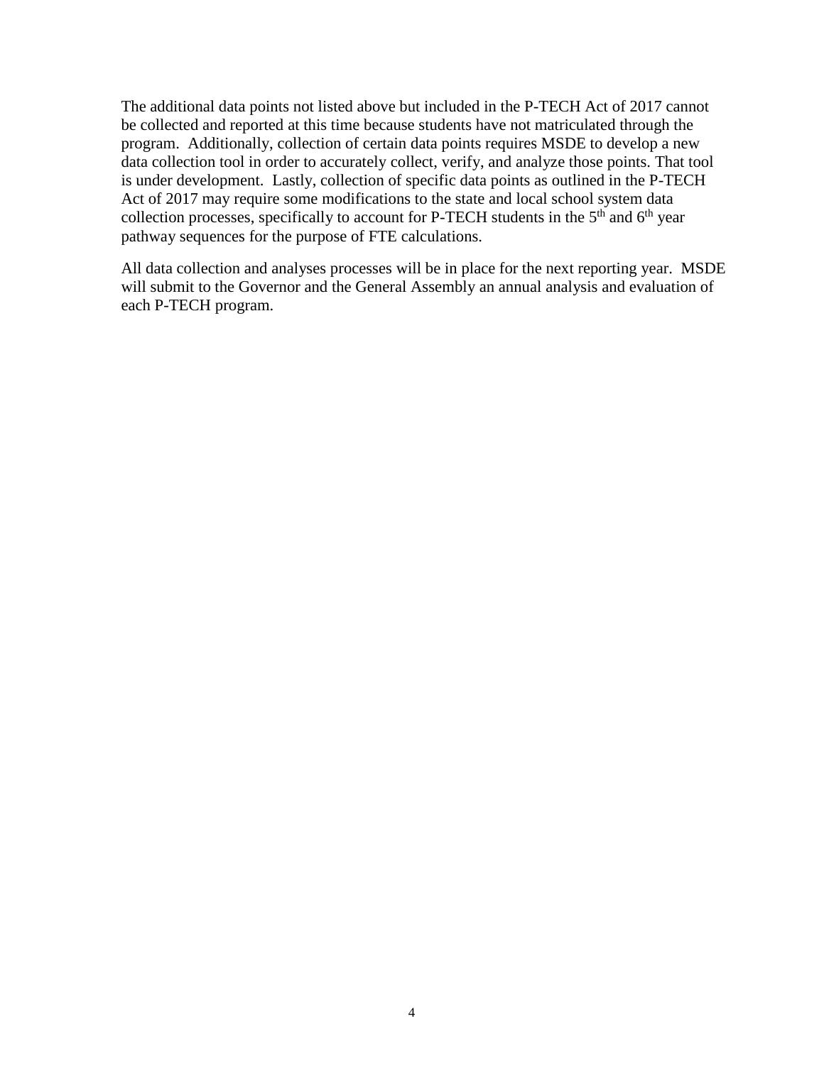The additional data points not listed above but included in the P-TECH Act of 2017 cannot be collected and reported at this time because students have not matriculated through the program. Additionally, collection of certain data points requires MSDE to develop a new data collection tool in order to accurately collect, verify, and analyze those points. That tool is under development. Lastly, collection of specific data points as outlined in the P-TECH Act of 2017 may require some modifications to the state and local school system data collection processes, specifically to account for P-TECH students in the 5th and 6th year pathway sequences for the purpose of FTE calculations.

All data collection and analyses processes will be in place for the next reporting year. MSDE will submit to the Governor and the General Assembly an annual analysis and evaluation of each P-TECH program.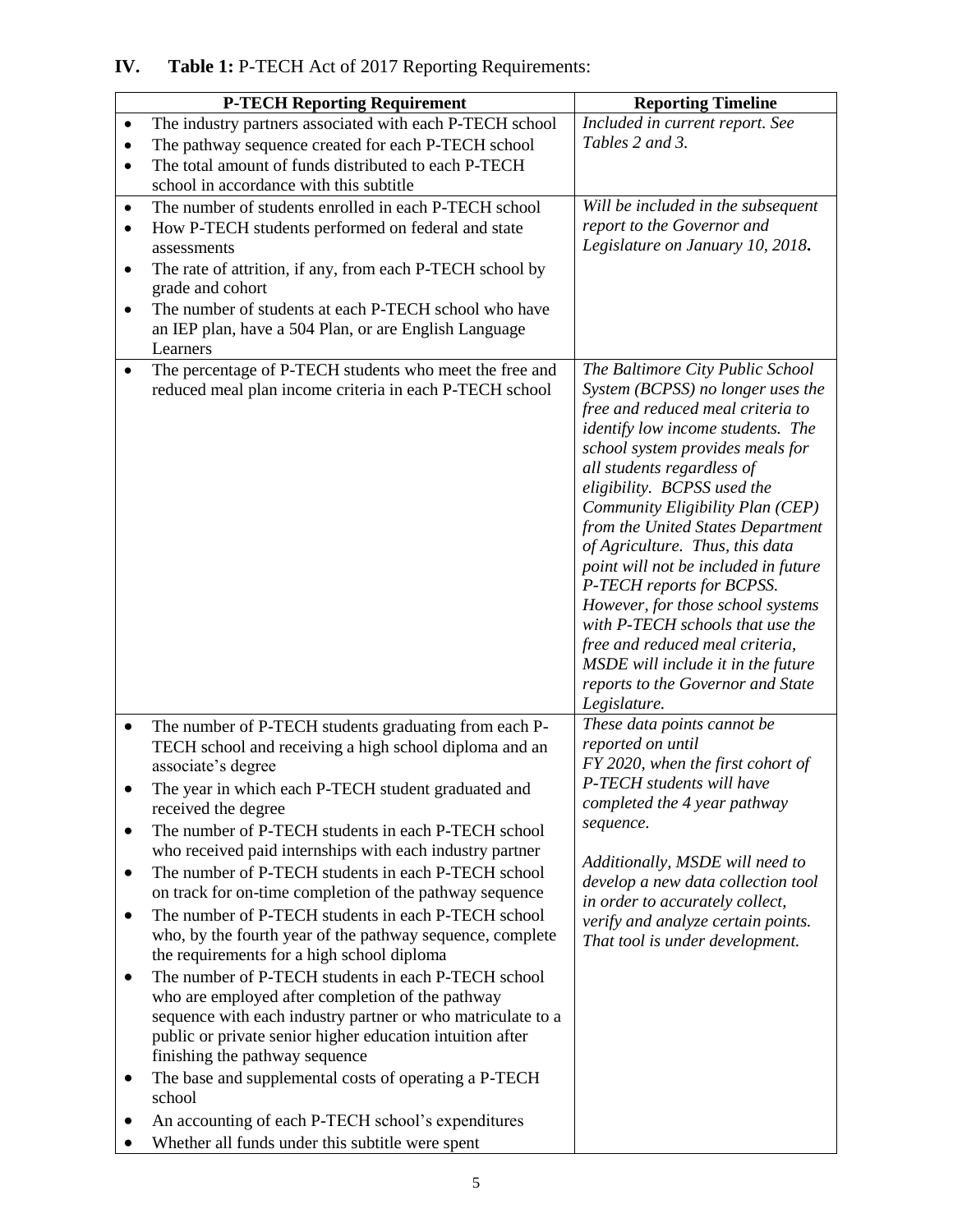## IV. **Table 1:** P-TECH Act of 2017 Reporting Requirements:

| P-TECH Reporting Requirement | Reporting Timeline |
|---|---|
| • The industry partners associated with each P-TECH school<br>• The pathway sequence created for each P-TECH school<br>• The total amount of funds distributed to each P-TECH school in accordance with this subtitle | *Included in current report. See Tables 2 and 3.* |
| • The number of students enrolled in each P-TECH school<br>• How P-TECH students performed on federal and state assessments<br>• The rate of attrition, if any, from each P-TECH school by grade and cohort<br>• The number of students at each P-TECH school who have an IEP plan, have a 504 Plan, or are English Language Learners | *Will be included in the subsequent report to the Governor and Legislature on January 10, 2018.* |
| • The percentage of P-TECH students who meet the free and reduced meal plan income criteria in each P-TECH school | *The Baltimore City Public School System (BCPSS) no longer uses the free and reduced meal criteria to identify low income students. The school system provides meals for all students regardless of eligibility. BCPSS used the Community Eligibility Plan (CEP) from the United States Department of Agriculture. Thus, this data point will not be included in future P-TECH reports for BCPSS. However, for those school systems with P-TECH schools that use the free and reduced meal criteria, MSDE will include it in the future reports to the Governor and State Legislature.* |
| • The number of P-TECH students graduating from each P-TECH school and receiving a high school diploma and an associate's degree<br>• The year in which each P-TECH student graduated and received the degree<br>• The number of P-TECH students in each P-TECH school who received paid internships with each industry partner<br>• The number of P-TECH students in each P-TECH school on track for on-time completion of the pathway sequence<br>• The number of P-TECH students in each P-TECH school who, by the fourth year of the pathway sequence, complete the requirements for a high school diploma<br>• The number of P-TECH students in each P-TECH school who are employed after completion of the pathway sequence with each industry partner or who matriculate to a public or private senior higher education intuition after finishing the pathway sequence<br>• The base and supplemental costs of operating a P-TECH school<br>• An accounting of each P-TECH school's expenditures<br>• Whether all funds under this subtitle were spent | *These data points cannot be reported on until FY 2020, when the first cohort of P-TECH students will have completed the 4 year pathway sequence.*<br><br>*Additionally, MSDE will need to develop a new data collection tool in order to accurately collect, verify and analyze certain points. That tool is under development.* |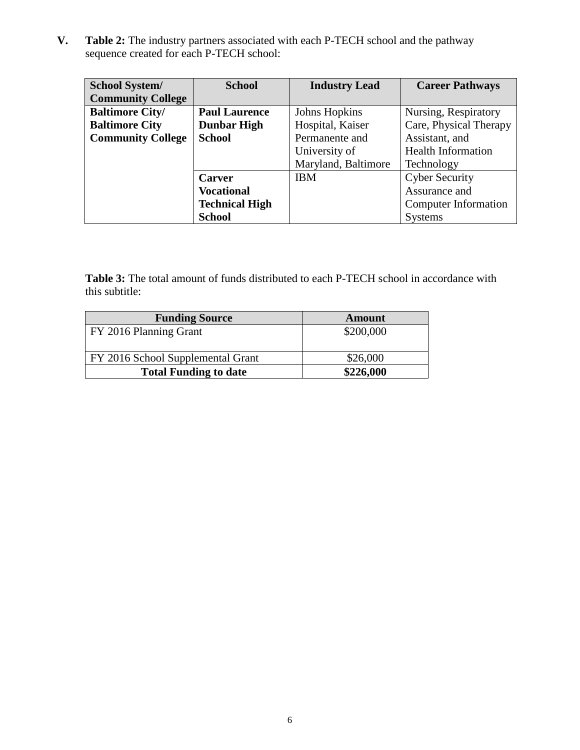**V.** **Table 2:** The industry partners associated with each P-TECH school and the pathway sequence created for each P-TECH school:

| School System/ Community College | School | Industry Lead | Career Pathways |
|---|---|---|---|
| **Baltimore City/ Baltimore City Community College** | **Paul Laurence Dunbar High School** | Johns Hopkins Hospital, Kaiser Permanente and University of Maryland, Baltimore | Nursing, Respiratory Care, Physical Therapy Assistant, and Health Information Technology |
| | **Carver Vocational Technical High School** | IBM | Cyber Security Assurance and Computer Information Systems |

**Table 3:** The total amount of funds distributed to each P-TECH school in accordance with this subtitle:

| Funding Source | Amount |
|---|---|
| FY 2016 Planning Grant | $200,000 |
| FY 2016 School Supplemental Grant | $26,000 |
| **Total Funding to date** | **$226,000** |